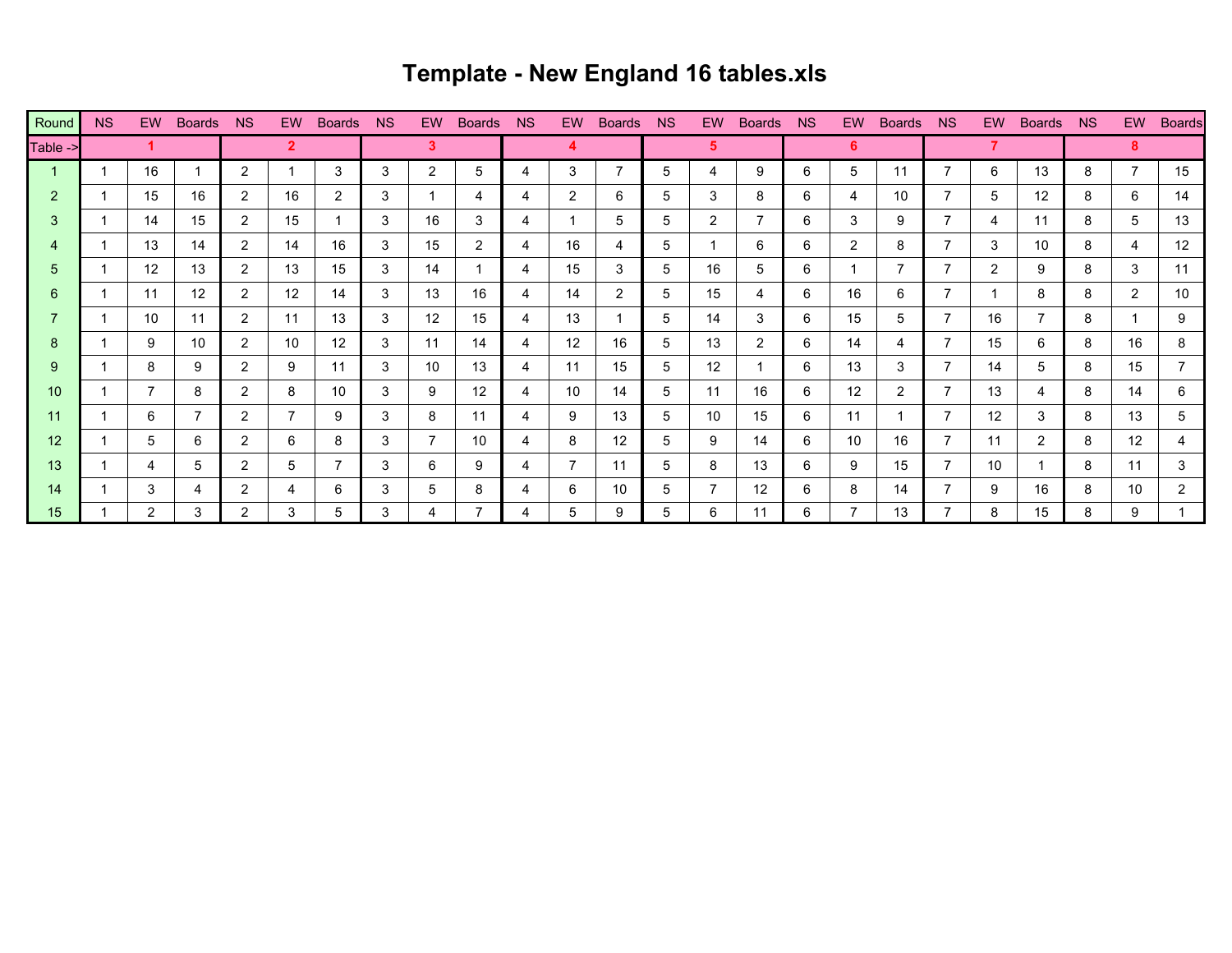# Template - New England 16 tables.xls

| Round | NS | EW | Boards | NS | EW | Boards | NS | EW | Boards | NS | EW | Boards | NS | EW | Boards | NS | EW | Boards | NS | EW | Boards | NS | EW | Boards |
|---|---|---|---|---|---|---|---|---|---|---|---|---|---|---|---|---|---|---|---|---|---|---|---|---|
| Table -> | 1 | | | 2 | | | 3 | | | 4 | | | 5 | | | 6 | | | 7 | | | 8 | | |
| 1 | 1 | 16 | 1 | 2 | 1 | 3 | 3 | 2 | 5 | 4 | 3 | 7 | 5 | 4 | 9 | 6 | 5 | 11 | 7 | 6 | 13 | 8 | 7 | 15 |
| 2 | 1 | 15 | 16 | 2 | 16 | 2 | 3 | 1 | 4 | 4 | 2 | 6 | 5 | 3 | 8 | 6 | 4 | 10 | 7 | 5 | 12 | 8 | 6 | 14 |
| 3 | 1 | 14 | 15 | 2 | 15 | 1 | 3 | 16 | 3 | 4 | 1 | 5 | 5 | 2 | 7 | 6 | 3 | 9 | 7 | 4 | 11 | 8 | 5 | 13 |
| 4 | 1 | 13 | 14 | 2 | 14 | 16 | 3 | 15 | 2 | 4 | 16 | 4 | 5 | 1 | 6 | 6 | 2 | 8 | 7 | 3 | 10 | 8 | 4 | 12 |
| 5 | 1 | 12 | 13 | 2 | 13 | 15 | 3 | 14 | 1 | 4 | 15 | 3 | 5 | 16 | 5 | 6 | 1 | 7 | 7 | 2 | 9 | 8 | 3 | 11 |
| 6 | 1 | 11 | 12 | 2 | 12 | 14 | 3 | 13 | 16 | 4 | 14 | 2 | 5 | 15 | 4 | 6 | 16 | 6 | 7 | 1 | 8 | 8 | 2 | 10 |
| 7 | 1 | 10 | 11 | 2 | 11 | 13 | 3 | 12 | 15 | 4 | 13 | 1 | 5 | 14 | 3 | 6 | 15 | 5 | 7 | 16 | 7 | 8 | 1 | 9 |
| 8 | 1 | 9 | 10 | 2 | 10 | 12 | 3 | 11 | 14 | 4 | 12 | 16 | 5 | 13 | 2 | 6 | 14 | 4 | 7 | 15 | 6 | 8 | 16 | 8 |
| 9 | 1 | 8 | 9 | 2 | 9 | 11 | 3 | 10 | 13 | 4 | 11 | 15 | 5 | 12 | 1 | 6 | 13 | 3 | 7 | 14 | 5 | 8 | 15 | 7 |
| 10 | 1 | 7 | 8 | 2 | 8 | 10 | 3 | 9 | 12 | 4 | 10 | 14 | 5 | 11 | 16 | 6 | 12 | 2 | 7 | 13 | 4 | 8 | 14 | 6 |
| 11 | 1 | 6 | 7 | 2 | 7 | 9 | 3 | 8 | 11 | 4 | 9 | 13 | 5 | 10 | 15 | 6 | 11 | 1 | 7 | 12 | 3 | 8 | 13 | 5 |
| 12 | 1 | 5 | 6 | 2 | 6 | 8 | 3 | 7 | 10 | 4 | 8 | 12 | 5 | 9 | 14 | 6 | 10 | 16 | 7 | 11 | 2 | 8 | 12 | 4 |
| 13 | 1 | 4 | 5 | 2 | 5 | 7 | 3 | 6 | 9 | 4 | 7 | 11 | 5 | 8 | 13 | 6 | 9 | 15 | 7 | 10 | 1 | 8 | 11 | 3 |
| 14 | 1 | 3 | 4 | 2 | 4 | 6 | 3 | 5 | 8 | 4 | 6 | 10 | 5 | 7 | 12 | 6 | 8 | 14 | 7 | 9 | 16 | 8 | 10 | 2 |
| 15 | 1 | 2 | 3 | 2 | 3 | 5 | 3 | 4 | 7 | 4 | 5 | 9 | 5 | 6 | 11 | 6 | 7 | 13 | 7 | 8 | 15 | 8 | 9 | 1 |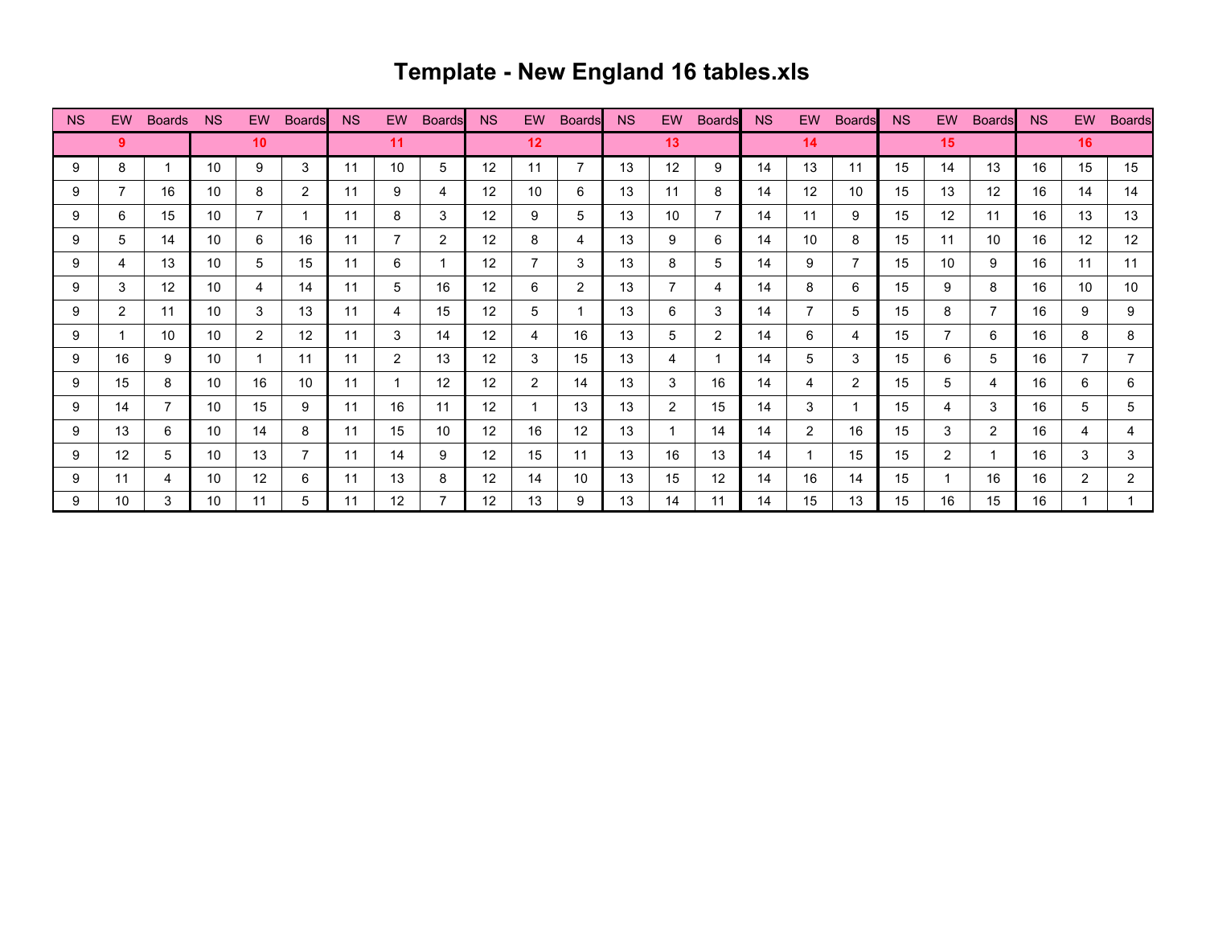# Template - New England 16 tables.xls

| NS | EW | Boards | NS | EW | Boards | NS | EW | Boards | NS | EW | Boards | NS | EW | Boards | NS | EW | Boards | NS | EW | Boards | NS | EW | Boards |
|---|---|---|---|---|---|---|---|---|---|---|---|---|---|---|---|---|---|---|---|---|---|---|---|
| | 9 | | | 10 | | | 11 | | | 12 | | | 13 | | | 14 | | | 15 | | | 16 | |
| 9 | 8 | 1 | 10 | 9 | 3 | 11 | 10 | 5 | 12 | 11 | 7 | 13 | 12 | 9 | 14 | 13 | 11 | 15 | 14 | 13 | 16 | 15 | 15 |
| 9 | 7 | 16 | 10 | 8 | 2 | 11 | 9 | 4 | 12 | 10 | 6 | 13 | 11 | 8 | 14 | 12 | 10 | 15 | 13 | 12 | 16 | 14 | 14 |
| 9 | 6 | 15 | 10 | 7 | 1 | 11 | 8 | 3 | 12 | 9 | 5 | 13 | 10 | 7 | 14 | 11 | 9 | 15 | 12 | 11 | 16 | 13 | 13 |
| 9 | 5 | 14 | 10 | 6 | 16 | 11 | 7 | 2 | 12 | 8 | 4 | 13 | 9 | 6 | 14 | 10 | 8 | 15 | 11 | 10 | 16 | 12 | 12 |
| 9 | 4 | 13 | 10 | 5 | 15 | 11 | 6 | 1 | 12 | 7 | 3 | 13 | 8 | 5 | 14 | 9 | 7 | 15 | 10 | 9 | 16 | 11 | 11 |
| 9 | 3 | 12 | 10 | 4 | 14 | 11 | 5 | 16 | 12 | 6 | 2 | 13 | 7 | 4 | 14 | 8 | 6 | 15 | 9 | 8 | 16 | 10 | 10 |
| 9 | 2 | 11 | 10 | 3 | 13 | 11 | 4 | 15 | 12 | 5 | 1 | 13 | 6 | 3 | 14 | 7 | 5 | 15 | 8 | 7 | 16 | 9 | 9 |
| 9 | 1 | 10 | 10 | 2 | 12 | 11 | 3 | 14 | 12 | 4 | 16 | 13 | 5 | 2 | 14 | 6 | 4 | 15 | 7 | 6 | 16 | 8 | 8 |
| 9 | 16 | 9 | 10 | 1 | 11 | 11 | 2 | 13 | 12 | 3 | 15 | 13 | 4 | 1 | 14 | 5 | 3 | 15 | 6 | 5 | 16 | 7 | 7 |
| 9 | 15 | 8 | 10 | 16 | 10 | 11 | 1 | 12 | 12 | 2 | 14 | 13 | 3 | 16 | 14 | 4 | 2 | 15 | 5 | 4 | 16 | 6 | 6 |
| 9 | 14 | 7 | 10 | 15 | 9 | 11 | 16 | 11 | 12 | 1 | 13 | 13 | 2 | 15 | 14 | 3 | 1 | 15 | 4 | 3 | 16 | 5 | 5 |
| 9 | 13 | 6 | 10 | 14 | 8 | 11 | 15 | 10 | 12 | 16 | 12 | 13 | 1 | 14 | 14 | 2 | 16 | 15 | 3 | 2 | 16 | 4 | 4 |
| 9 | 12 | 5 | 10 | 13 | 7 | 11 | 14 | 9 | 12 | 15 | 11 | 13 | 16 | 13 | 14 | 1 | 15 | 15 | 2 | 1 | 16 | 3 | 3 |
| 9 | 11 | 4 | 10 | 12 | 6 | 11 | 13 | 8 | 12 | 14 | 10 | 13 | 15 | 12 | 14 | 16 | 14 | 15 | 1 | 16 | 16 | 2 | 2 |
| 9 | 10 | 3 | 10 | 11 | 5 | 11 | 12 | 7 | 12 | 13 | 9 | 13 | 14 | 11 | 14 | 15 | 13 | 15 | 16 | 15 | 16 | 1 | 1 |